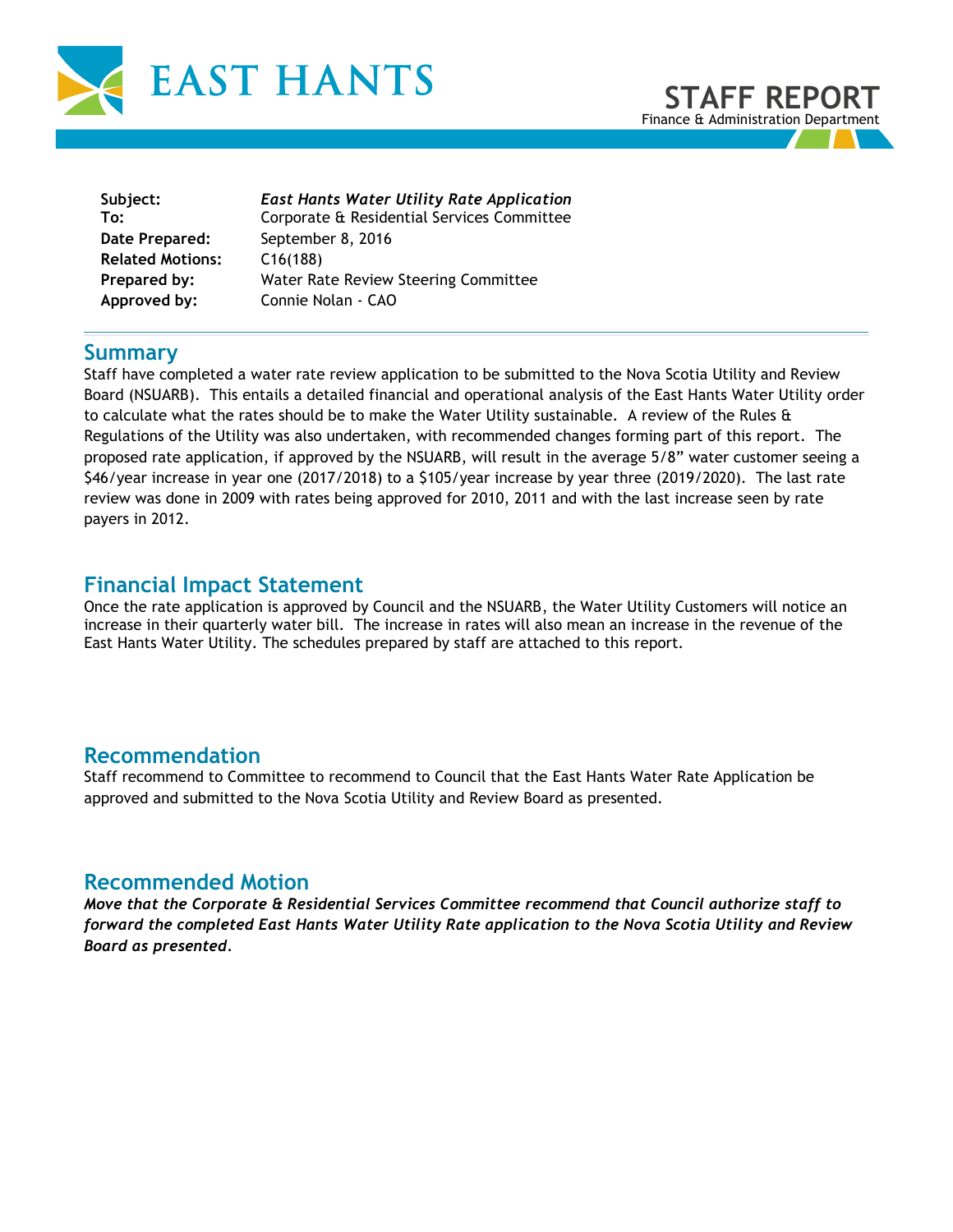EAST HANTS

# STAFF REPORT

Finance & Administration Department

| | |
|---|---|
| **Subject:** | ***East Hants Water Utility Rate Application*** |
| **To:** | Corporate & Residential Services Committee |
| **Date Prepared:** | September 8, 2016 |
| **Related Motions:** | C16(188) |
| **Prepared by:** | Water Rate Review Steering Committee |
| **Approved by:** | Connie Nolan - CAO |

## Summary

Staff have completed a water rate review application to be submitted to the Nova Scotia Utility and Review Board (NSUARB). This entails a detailed financial and operational analysis of the East Hants Water Utility order to calculate what the rates should be to make the Water Utility sustainable. A review of the Rules & Regulations of the Utility was also undertaken, with recommended changes forming part of this report. The proposed rate application, if approved by the NSUARB, will result in the average 5/8" water customer seeing a $46/year increase in year one (2017/2018) to a $105/year increase by year three (2019/2020). The last rate review was done in 2009 with rates being approved for 2010, 2011 and with the last increase seen by rate payers in 2012.

## Financial Impact Statement

Once the rate application is approved by Council and the NSUARB, the Water Utility Customers will notice an increase in their quarterly water bill. The increase in rates will also mean an increase in the revenue of the East Hants Water Utility. The schedules prepared by staff are attached to this report.

## Recommendation

Staff recommend to Committee to recommend to Council that the East Hants Water Rate Application be approved and submitted to the Nova Scotia Utility and Review Board as presented.

## Recommended Motion

***Move that the Corporate & Residential Services Committee recommend that Council authorize staff to forward the completed East Hants Water Utility Rate application to the Nova Scotia Utility and Review Board as presented.***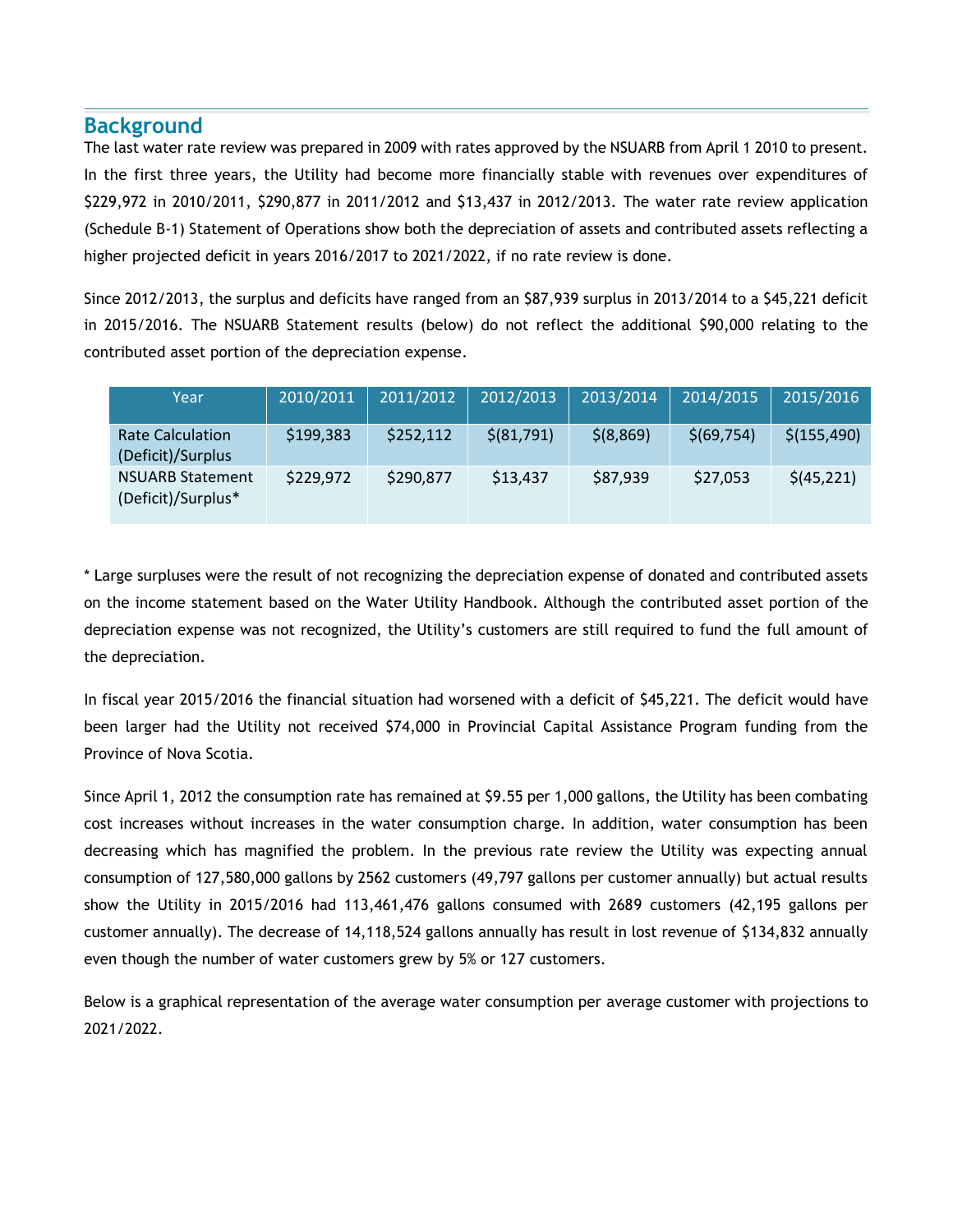## Background

The last water rate review was prepared in 2009 with rates approved by the NSUARB from April 1 2010 to present. In the first three years, the Utility had become more financially stable with revenues over expenditures of $229,972 in 2010/2011, $290,877 in 2011/2012 and $13,437 in 2012/2013. The water rate review application (Schedule B-1) Statement of Operations show both the depreciation of assets and contributed assets reflecting a higher projected deficit in years 2016/2017 to 2021/2022, if no rate review is done.

Since 2012/2013, the surplus and deficits have ranged from an $87,939 surplus in 2013/2014 to a $45,221 deficit in 2015/2016. The NSUARB Statement results (below) do not reflect the additional $90,000 relating to the contributed asset portion of the depreciation expense.

| Year | 2010/2011 | 2011/2012 | 2012/2013 | 2013/2014 | 2014/2015 | 2015/2016 |
|---|---|---|---|---|---|---|
| Rate Calculation (Deficit)/Surplus | $199,383 | $252,112 | $(81,791) | $(8,869) | $(69,754) | $(155,490) |
| NSUARB Statement (Deficit)/Surplus* | $229,972 | $290,877 | $13,437 | $87,939 | $27,053 | $(45,221) |

* Large surpluses were the result of not recognizing the depreciation expense of donated and contributed assets on the income statement based on the Water Utility Handbook. Although the contributed asset portion of the depreciation expense was not recognized, the Utility's customers are still required to fund the full amount of the depreciation.

In fiscal year 2015/2016 the financial situation had worsened with a deficit of $45,221. The deficit would have been larger had the Utility not received $74,000 in Provincial Capital Assistance Program funding from the Province of Nova Scotia.

Since April 1, 2012 the consumption rate has remained at $9.55 per 1,000 gallons, the Utility has been combating cost increases without increases in the water consumption charge. In addition, water consumption has been decreasing which has magnified the problem. In the previous rate review the Utility was expecting annual consumption of 127,580,000 gallons by 2562 customers (49,797 gallons per customer annually) but actual results show the Utility in 2015/2016 had 113,461,476 gallons consumed with 2689 customers (42,195 gallons per customer annually). The decrease of 14,118,524 gallons annually has result in lost revenue of $134,832 annually even though the number of water customers grew by 5% or 127 customers.

Below is a graphical representation of the average water consumption per average customer with projections to 2021/2022.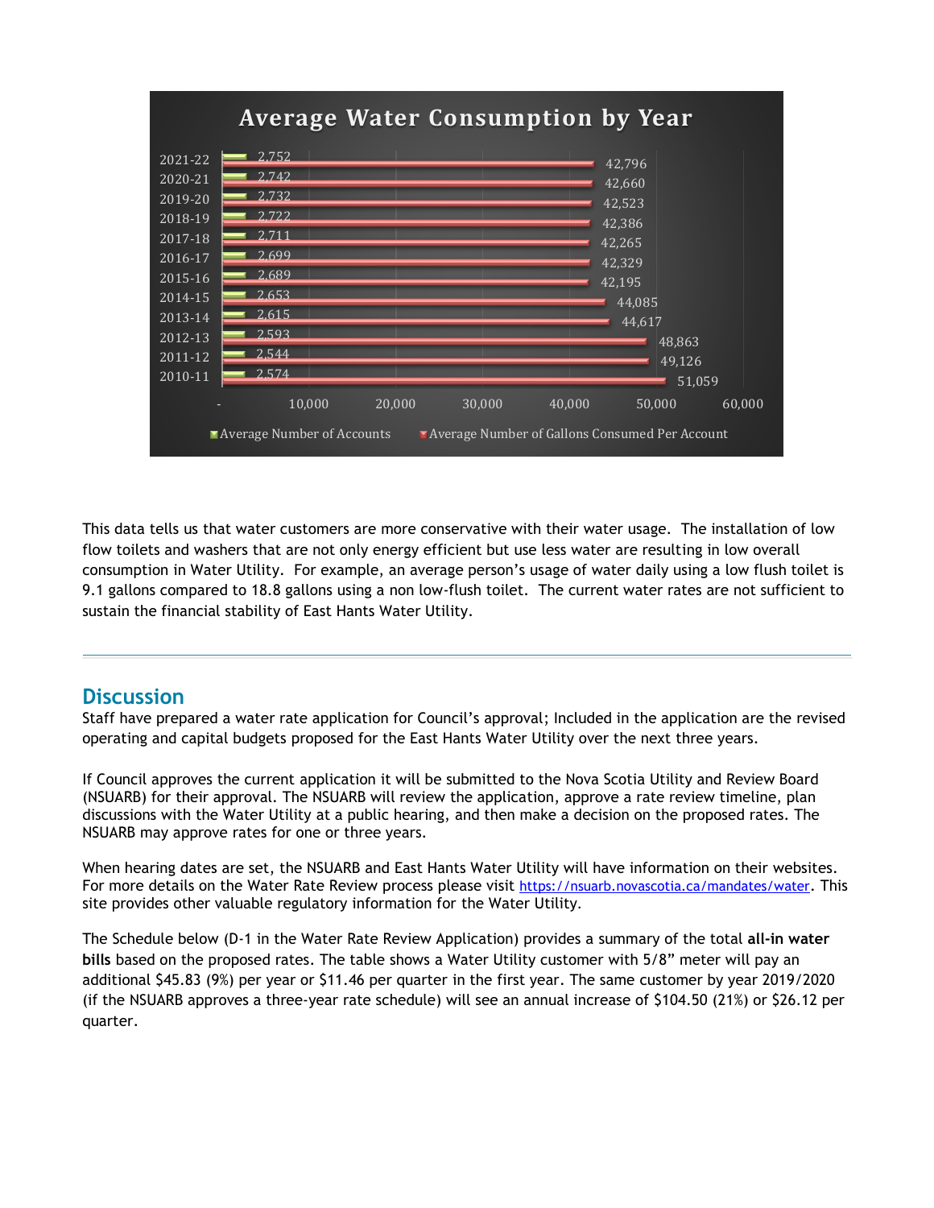**Average Water Consumption by Year**

| Year | Average Number of Accounts | Average Number of Gallons Consumed Per Account |
|---|---|---|
| 2021-22 | 2,752 | 42,796 |
| 2020-21 | 2,742 | 42,660 |
| 2019-20 | 2,732 | 42,523 |
| 2018-19 | 2,722 | 42,386 |
| 2017-18 | 2,711 | 42,265 |
| 2016-17 | 2,699 | 42,329 |
| 2015-16 | 2,689 | 42,195 |
| 2014-15 | 2,653 | 44,085 |
| 2013-14 | 2,615 | 44,617 |
| 2012-13 | 2,593 | 48,863 |
| 2011-12 | 2,544 | 49,126 |
| 2010-11 | 2,574 | 51,059 |

This data tells us that water customers are more conservative with their water usage. The installation of low flow toilets and washers that are not only energy efficient but use less water are resulting in low overall consumption in Water Utility. For example, an average person's usage of water daily using a low flush toilet is 9.1 gallons compared to 18.8 gallons using a non low-flush toilet. The current water rates are not sufficient to sustain the financial stability of East Hants Water Utility.

---

## Discussion

Staff have prepared a water rate application for Council's approval; Included in the application are the revised operating and capital budgets proposed for the East Hants Water Utility over the next three years.

If Council approves the current application it will be submitted to the Nova Scotia Utility and Review Board (NSUARB) for their approval. The NSUARB will review the application, approve a rate review timeline, plan discussions with the Water Utility at a public hearing, and then make a decision on the proposed rates. The NSUARB may approve rates for one or three years.

When hearing dates are set, the NSUARB and East Hants Water Utility will have information on their websites. For more details on the Water Rate Review process please visit https://nsuarb.novascotia.ca/mandates/water. This site provides other valuable regulatory information for the Water Utility.

The Schedule below (D-1 in the Water Rate Review Application) provides a summary of the total **all-in water bills** based on the proposed rates. The table shows a Water Utility customer with 5/8" meter will pay an additional $45.83 (9%) per year or $11.46 per quarter in the first year. The same customer by year 2019/2020 (if the NSUARB approves a three-year rate schedule) will see an annual increase of $104.50 (21%) or $26.12 per quarter.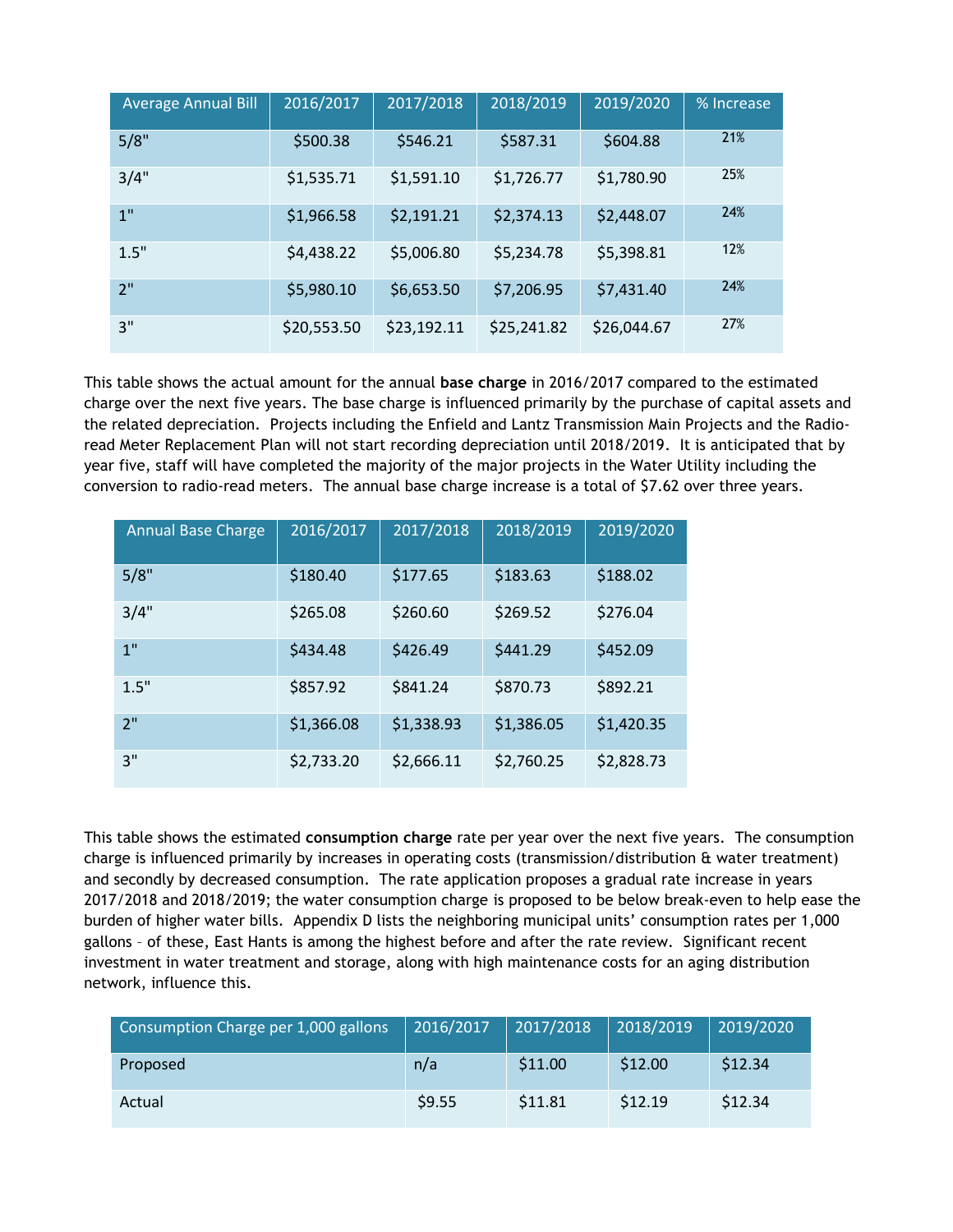| Average Annual Bill | 2016/2017 | 2017/2018 | 2018/2019 | 2019/2020 | % Increase |
|---|---|---|---|---|---|
| 5/8" | $500.38 | $546.21 | $587.31 | $604.88 | 21% |
| 3/4" | $1,535.71 | $1,591.10 | $1,726.77 | $1,780.90 | 25% |
| 1" | $1,966.58 | $2,191.21 | $2,374.13 | $2,448.07 | 24% |
| 1.5" | $4,438.22 | $5,006.80 | $5,234.78 | $5,398.81 | 12% |
| 2" | $5,980.10 | $6,653.50 | $7,206.95 | $7,431.40 | 24% |
| 3" | $20,553.50 | $23,192.11 | $25,241.82 | $26,044.67 | 27% |

This table shows the actual amount for the annual **base charge** in 2016/2017 compared to the estimated charge over the next five years. The base charge is influenced primarily by the purchase of capital assets and the related depreciation. Projects including the Enfield and Lantz Transmission Main Projects and the Radio-read Meter Replacement Plan will not start recording depreciation until 2018/2019. It is anticipated that by year five, staff will have completed the majority of the major projects in the Water Utility including the conversion to radio-read meters. The annual base charge increase is a total of $7.62 over three years.

| Annual Base Charge | 2016/2017 | 2017/2018 | 2018/2019 | 2019/2020 |
|---|---|---|---|---|
| 5/8" | $180.40 | $177.65 | $183.63 | $188.02 |
| 3/4" | $265.08 | $260.60 | $269.52 | $276.04 |
| 1" | $434.48 | $426.49 | $441.29 | $452.09 |
| 1.5" | $857.92 | $841.24 | $870.73 | $892.21 |
| 2" | $1,366.08 | $1,338.93 | $1,386.05 | $1,420.35 |
| 3" | $2,733.20 | $2,666.11 | $2,760.25 | $2,828.73 |

This table shows the estimated **consumption charge** rate per year over the next five years. The consumption charge is influenced primarily by increases in operating costs (transmission/distribution & water treatment) and secondly by decreased consumption. The rate application proposes a gradual rate increase in years 2017/2018 and 2018/2019; the water consumption charge is proposed to be below break-even to help ease the burden of higher water bills. Appendix D lists the neighboring municipal units' consumption rates per 1,000 gallons – of these, East Hants is among the highest before and after the rate review. Significant recent investment in water treatment and storage, along with high maintenance costs for an aging distribution network, influence this.

| Consumption Charge per 1,000 gallons | 2016/2017 | 2017/2018 | 2018/2019 | 2019/2020 |
|---|---|---|---|---|
| Proposed | n/a | $11.00 | $12.00 | $12.34 |
| Actual | $9.55 | $11.81 | $12.19 | $12.34 |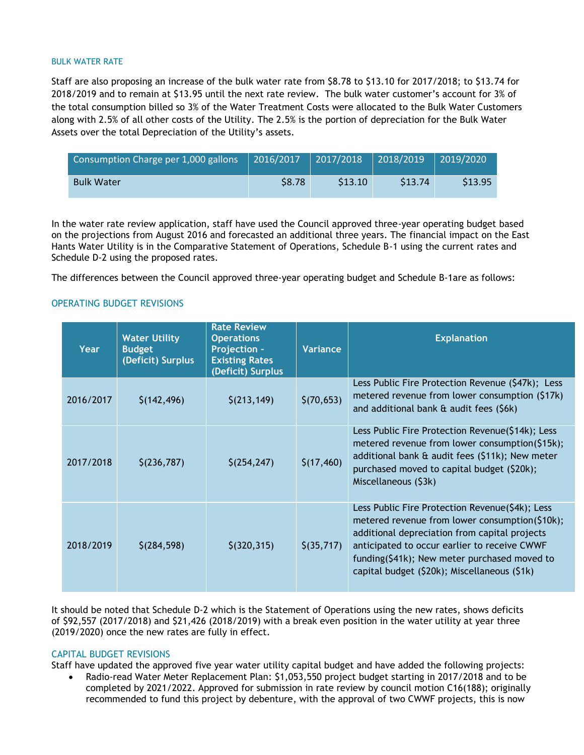### BULK WATER RATE

Staff are also proposing an increase of the bulk water rate from $8.78 to $13.10 for 2017/2018; to $13.74 for 2018/2019 and to remain at $13.95 until the next rate review. The bulk water customer's account for 3% of the total consumption billed so 3% of the Water Treatment Costs were allocated to the Bulk Water Customers along with 2.5% of all other costs of the Utility. The 2.5% is the portion of depreciation for the Bulk Water Assets over the total Depreciation of the Utility's assets.

| Consumption Charge per 1,000 gallons | 2016/2017 | 2017/2018 | 2018/2019 | 2019/2020 |
|---|---|---|---|---|
| Bulk Water | $8.78 | $13.10 | $13.74 | $13.95 |

In the water rate review application, staff have used the Council approved three-year operating budget based on the projections from August 2016 and forecasted an additional three years. The financial impact on the East Hants Water Utility is in the Comparative Statement of Operations, Schedule B-1 using the current rates and Schedule D-2 using the proposed rates.

The differences between the Council approved three-year operating budget and Schedule B-1are as follows:

### OPERATING BUDGET REVISIONS

| Year | Water Utility Budget (Deficit) Surplus | Rate Review Operations Projection - Existing Rates (Deficit) Surplus | Variance | Explanation |
|---|---|---|---|---|
| 2016/2017 | $(142,496) | $(213,149) | $(70,653) | Less Public Fire Protection Revenue ($47k); Less metered revenue from lower consumption ($17k) and additional bank & audit fees ($6k) |
| 2017/2018 | $(236,787) | $(254,247) | $(17,460) | Less Public Fire Protection Revenue($14k); Less metered revenue from lower consumption($15k); additional bank & audit fees ($11k); New meter purchased moved to capital budget ($20k); Miscellaneous ($3k) |
| 2018/2019 | $(284,598) | $(320,315) | $(35,717) | Less Public Fire Protection Revenue($4k); Less metered revenue from lower consumption($10k); additional depreciation from capital projects anticipated to occur earlier to receive CWWF funding($41k); New meter purchased moved to capital budget ($20k); Miscellaneous ($1k) |

It should be noted that Schedule D-2 which is the Statement of Operations using the new rates, shows deficits of $92,557 (2017/2018) and $21,426 (2018/2019) with a break even position in the water utility at year three (2019/2020) once the new rates are fully in effect.

### CAPITAL BUDGET REVISIONS

Staff have updated the approved five year water utility capital budget and have added the following projects:

- Radio-read Water Meter Replacement Plan: $1,053,550 project budget starting in 2017/2018 and to be completed by 2021/2022. Approved for submission in rate review by council motion C16(188); originally recommended to fund this project by debenture, with the approval of two CWWF projects, this is now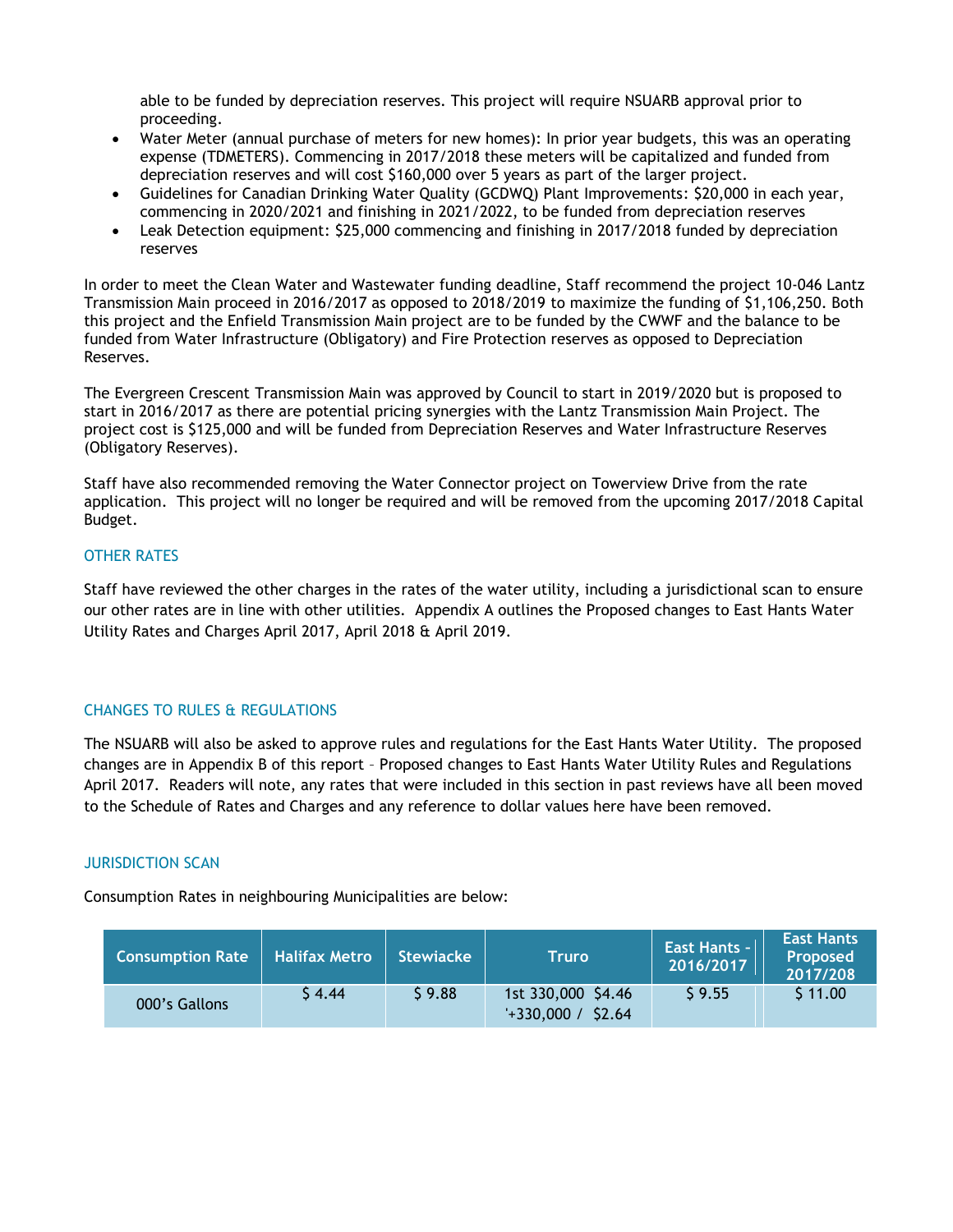able to be funded by depreciation reserves. This project will require NSUARB approval prior to proceeding.

- Water Meter (annual purchase of meters for new homes): In prior year budgets, this was an operating expense (TDMETERS). Commencing in 2017/2018 these meters will be capitalized and funded from depreciation reserves and will cost $160,000 over 5 years as part of the larger project.
- Guidelines for Canadian Drinking Water Quality (GCDWQ) Plant Improvements: $20,000 in each year, commencing in 2020/2021 and finishing in 2021/2022, to be funded from depreciation reserves
- Leak Detection equipment: $25,000 commencing and finishing in 2017/2018 funded by depreciation reserves

In order to meet the Clean Water and Wastewater funding deadline, Staff recommend the project 10-046 Lantz Transmission Main proceed in 2016/2017 as opposed to 2018/2019 to maximize the funding of $1,106,250. Both this project and the Enfield Transmission Main project are to be funded by the CWWF and the balance to be funded from Water Infrastructure (Obligatory) and Fire Protection reserves as opposed to Depreciation Reserves.

The Evergreen Crescent Transmission Main was approved by Council to start in 2019/2020 but is proposed to start in 2016/2017 as there are potential pricing synergies with the Lantz Transmission Main Project. The project cost is $125,000 and will be funded from Depreciation Reserves and Water Infrastructure Reserves (Obligatory Reserves).

Staff have also recommended removing the Water Connector project on Towerview Drive from the rate application. This project will no longer be required and will be removed from the upcoming 2017/2018 Capital Budget.

### OTHER RATES

Staff have reviewed the other charges in the rates of the water utility, including a jurisdictional scan to ensure our other rates are in line with other utilities. Appendix A outlines the Proposed changes to East Hants Water Utility Rates and Charges April 2017, April 2018 & April 2019.

### CHANGES TO RULES & REGULATIONS

The NSUARB will also be asked to approve rules and regulations for the East Hants Water Utility. The proposed changes are in Appendix B of this report – Proposed changes to East Hants Water Utility Rules and Regulations April 2017. Readers will note, any rates that were included in this section in past reviews have all been moved to the Schedule of Rates and Charges and any reference to dollar values here have been removed.

### JURISDICTION SCAN

Consumption Rates in neighbouring Municipalities are below:

| Consumption Rate | Halifax Metro | Stewiacke | Truro | East Hants - 2016/2017 | East Hants Proposed 2017/208 |
|---|---|---|---|---|---|
| 000's Gallons | $ 4.44 | $ 9.88 | 1st 330,000 $4.46<br>'+330,000 / $2.64 | $ 9.55 | $ 11.00 |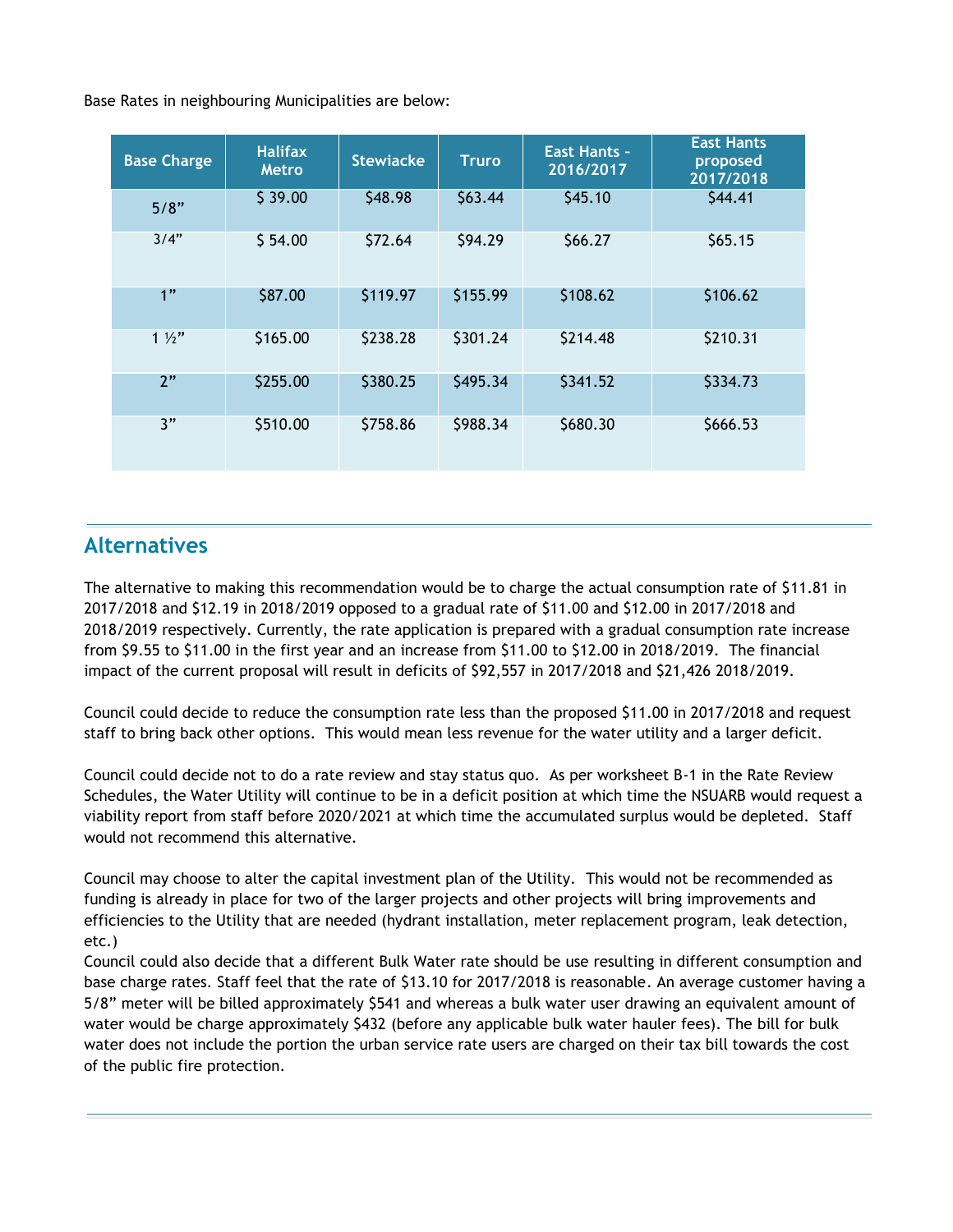Base Rates in neighbouring Municipalities are below:

| Base Charge | Halifax Metro | Stewiacke | Truro | East Hants – 2016/2017 | East Hants proposed 2017/2018 |
|---|---|---|---|---|---|
| 5/8" | $ 39.00 | $48.98 | $63.44 | $45.10 | $44.41 |
| 3/4" | $ 54.00 | $72.64 | $94.29 | $66.27 | $65.15 |
| 1" | $87.00 | $119.97 | $155.99 | $108.62 | $106.62 |
| 1 ½" | $165.00 | $238.28 | $301.24 | $214.48 | $210.31 |
| 2" | $255.00 | $380.25 | $495.34 | $341.52 | $334.73 |
| 3" | $510.00 | $758.86 | $988.34 | $680.30 | $666.53 |

## Alternatives

The alternative to making this recommendation would be to charge the actual consumption rate of $11.81 in 2017/2018 and $12.19 in 2018/2019 opposed to a gradual rate of $11.00 and $12.00 in 2017/2018 and 2018/2019 respectively. Currently, the rate application is prepared with a gradual consumption rate increase from $9.55 to $11.00 in the first year and an increase from $11.00 to $12.00 in 2018/2019. The financial impact of the current proposal will result in deficits of $92,557 in 2017/2018 and $21,426 2018/2019.

Council could decide to reduce the consumption rate less than the proposed $11.00 in 2017/2018 and request staff to bring back other options. This would mean less revenue for the water utility and a larger deficit.

Council could decide not to do a rate review and stay status quo. As per worksheet B-1 in the Rate Review Schedules, the Water Utility will continue to be in a deficit position at which time the NSUARB would request a viability report from staff before 2020/2021 at which time the accumulated surplus would be depleted. Staff would not recommend this alternative.

Council may choose to alter the capital investment plan of the Utility. This would not be recommended as funding is already in place for two of the larger projects and other projects will bring improvements and efficiencies to the Utility that are needed (hydrant installation, meter replacement program, leak detection, etc.)

Council could also decide that a different Bulk Water rate should be use resulting in different consumption and base charge rates. Staff feel that the rate of $13.10 for 2017/2018 is reasonable. An average customer having a 5/8" meter will be billed approximately $541 and whereas a bulk water user drawing an equivalent amount of water would be charge approximately $432 (before any applicable bulk water hauler fees). The bill for bulk water does not include the portion the urban service rate users are charged on their tax bill towards the cost of the public fire protection.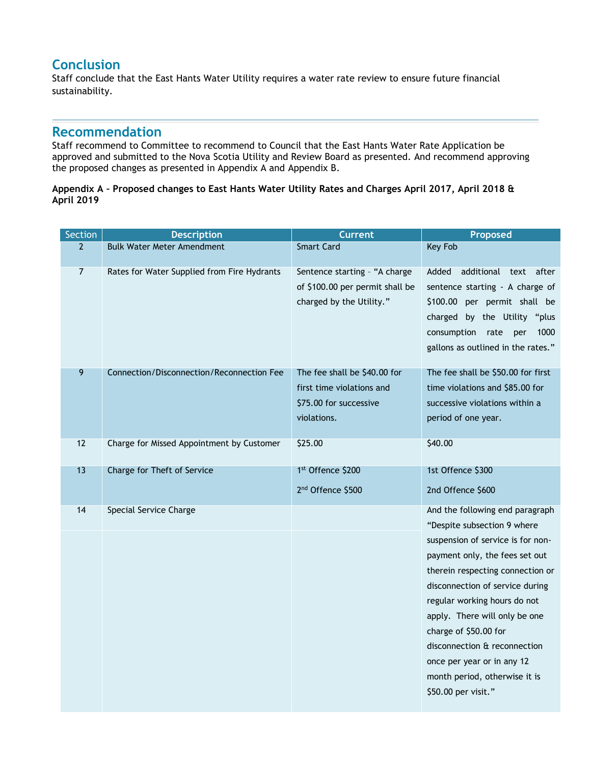## Conclusion

Staff conclude that the East Hants Water Utility requires a water rate review to ensure future financial sustainability.

## Recommendation

Staff recommend to Committee to recommend to Council that the East Hants Water Rate Application be approved and submitted to the Nova Scotia Utility and Review Board as presented. And recommend approving the proposed changes as presented in Appendix A and Appendix B.

**Appendix A – Proposed changes to East Hants Water Utility Rates and Charges April 2017, April 2018 & April 2019**

| Section | Description | Current | Proposed |
|---|---|---|---|
| 2 | Bulk Water Meter Amendment | Smart Card | Key Fob |
| 7 | Rates for Water Supplied from Fire Hydrants | Sentence starting – "A charge of $100.00 per permit shall be charged by the Utility." | Added additional text after sentence starting - A charge of $100.00 per permit shall be charged by the Utility "plus consumption rate per 1000 gallons as outlined in the rates." |
| 9 | Connection/Disconnection/Reconnection Fee | The fee shall be $40.00 for first time violations and $75.00 for successive violations. | The fee shall be $50.00 for first time violations and $85.00 for successive violations within a period of one year. |
| 12 | Charge for Missed Appointment by Customer | $25.00 | $40.00 |
| 13 | Charge for Theft of Service | 1st Offence $200<br>2nd Offence $500 | 1st Offence $300<br>2nd Offence $600 |
| 14 | Special Service Charge | | And the following end paragraph "Despite subsection 9 where suspension of service is for non-payment only, the fees set out therein respecting connection or disconnection of service during regular working hours do not apply. There will only be one charge of $50.00 for disconnection & reconnection once per year or in any 12 month period, otherwise it is $50.00 per visit." |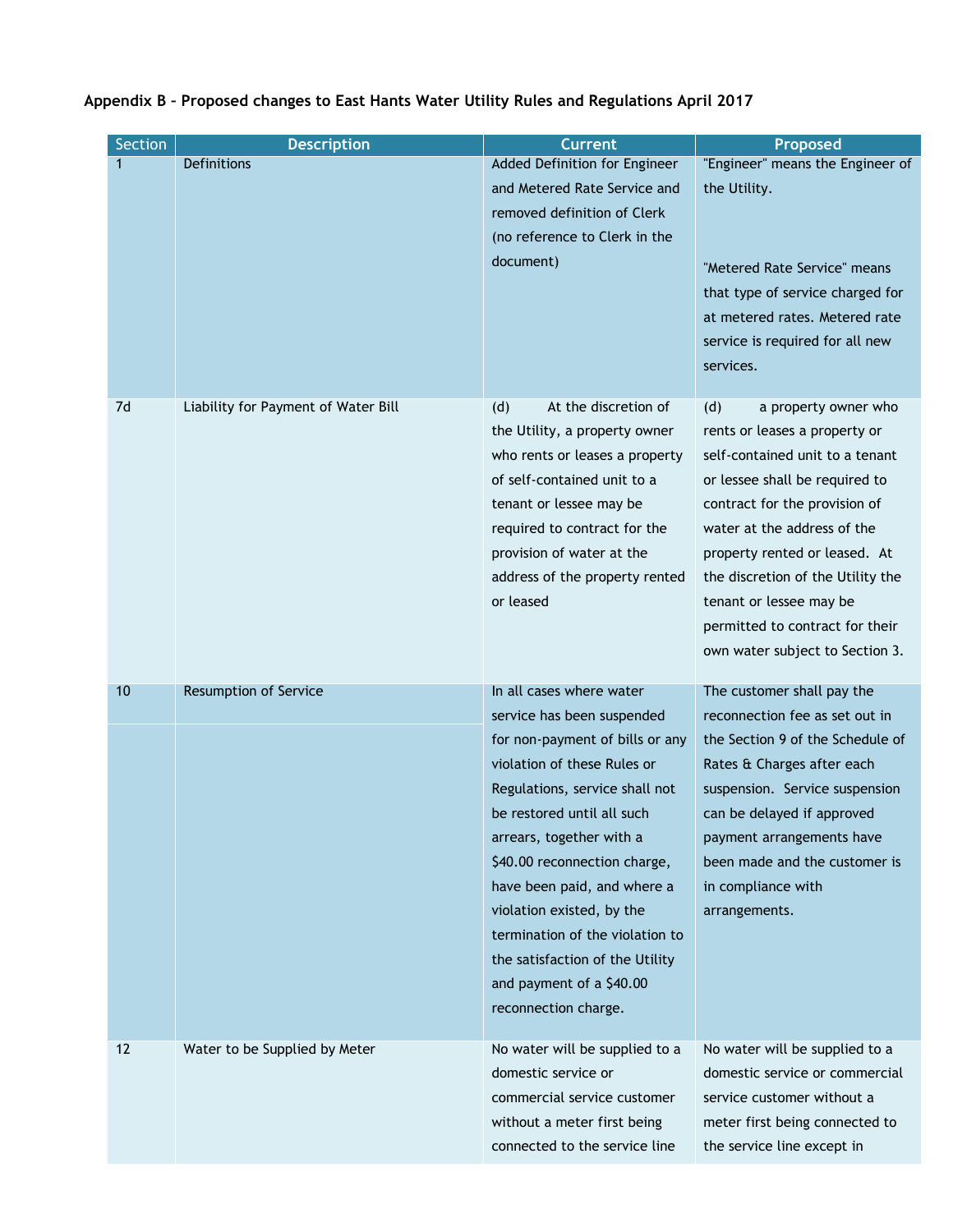**Appendix B – Proposed changes to East Hants Water Utility Rules and Regulations April 2017**

| Section | Description | Current | Proposed |
|---|---|---|---|
| 1 | Definitions | Added Definition for Engineer and Metered Rate Service and removed definition of Clerk (no reference to Clerk in the document) | "Engineer" means the Engineer of the Utility.<br><br>"Metered Rate Service" means that type of service charged for at metered rates. Metered rate service is required for all new services. |
| 7d | Liability for Payment of Water Bill | (d) At the discretion of the Utility, a property owner who rents or leases a property of self-contained unit to a tenant or lessee may be required to contract for the provision of water at the address of the property rented or leased | (d) a property owner who rents or leases a property or self-contained unit to a tenant or lessee shall be required to contract for the provision of water at the address of the property rented or leased. At the discretion of the Utility the tenant or lessee may be permitted to contract for their own water subject to Section 3. |
| 10 | Resumption of Service | In all cases where water service has been suspended for non-payment of bills or any violation of these Rules or Regulations, service shall not be restored until all such arrears, together with a $40.00 reconnection charge, have been paid, and where a violation existed, by the termination of the violation to the satisfaction of the Utility and payment of a $40.00 reconnection charge. | The customer shall pay the reconnection fee as set out in the Section 9 of the Schedule of Rates & Charges after each suspension. Service suspension can be delayed if approved payment arrangements have been made and the customer is in compliance with arrangements. |
| 12 | Water to be Supplied by Meter | No water will be supplied to a domestic service or commercial service customer without a meter first being connected to the service line | No water will be supplied to a domestic service or commercial service customer without a meter first being connected to the service line except in |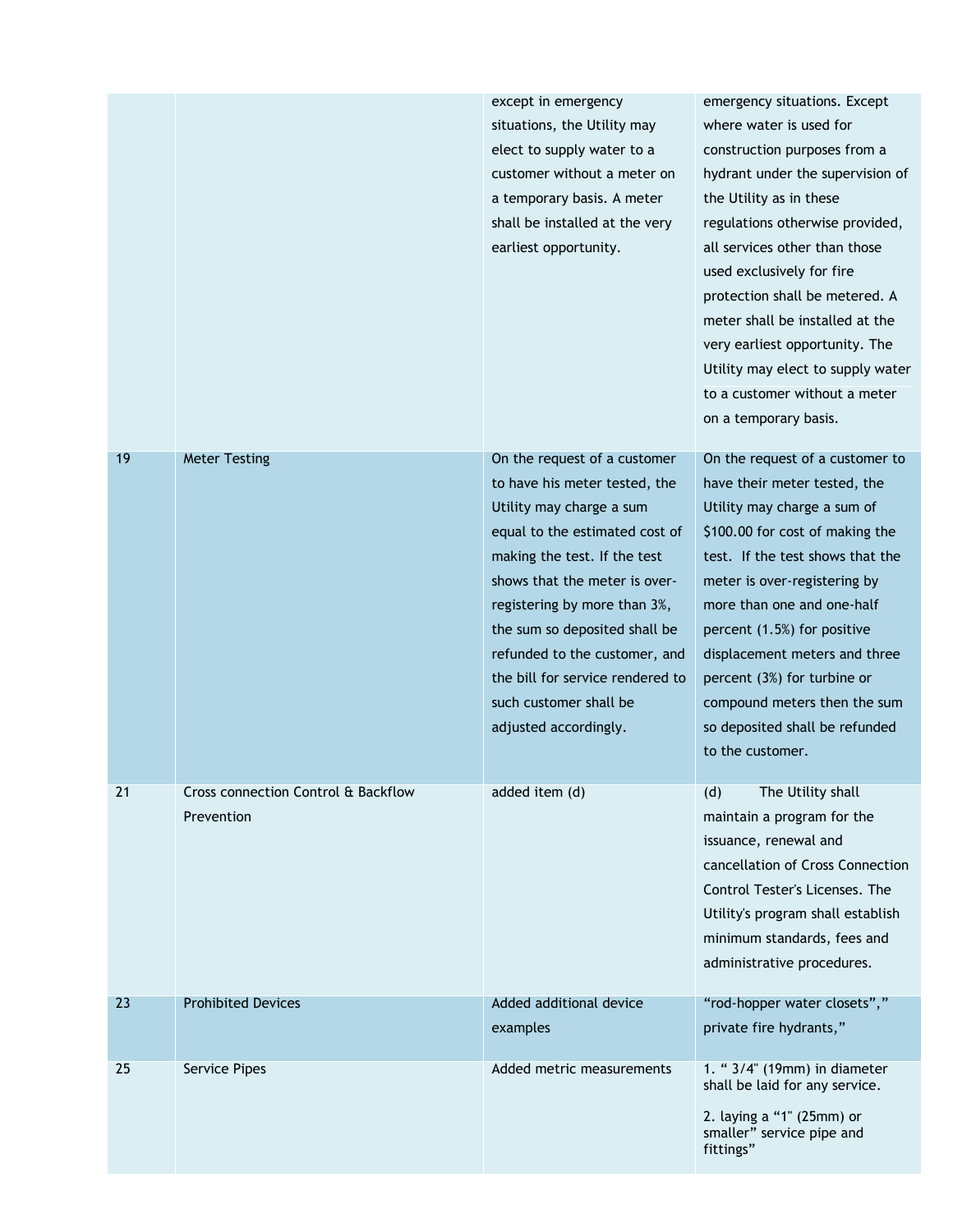| | | | |
|---|---|---|---|
| | | except in emergency situations, the Utility may elect to supply water to a customer without a meter on a temporary basis. A meter shall be installed at the very earliest opportunity. | emergency situations. Except where water is used for construction purposes from a hydrant under the supervision of the Utility as in these regulations otherwise provided, all services other than those used exclusively for fire protection shall be metered. A meter shall be installed at the very earliest opportunity. The Utility may elect to supply water to a customer without a meter on a temporary basis. |
| 19 | Meter Testing | On the request of a customer to have his meter tested, the Utility may charge a sum equal to the estimated cost of making the test. If the test shows that the meter is over-registering by more than 3%, the sum so deposited shall be refunded to the customer, and the bill for service rendered to such customer shall be adjusted accordingly. | On the request of a customer to have their meter tested, the Utility may charge a sum of $100.00 for cost of making the test. If the test shows that the meter is over-registering by more than one and one-half percent (1.5%) for positive displacement meters and three percent (3%) for turbine or compound meters then the sum so deposited shall be refunded to the customer. |
| 21 | Cross connection Control & Backflow Prevention | added item (d) | (d) The Utility shall maintain a program for the issuance, renewal and cancellation of Cross Connection Control Tester's Licenses. The Utility's program shall establish minimum standards, fees and administrative procedures. |
| 23 | Prohibited Devices | Added additional device examples | "rod-hopper water closets"," private fire hydrants," |
| 25 | Service Pipes | Added metric measurements | 1. " 3/4" (19mm) in diameter shall be laid for any service.<br><br>2. laying a "1" (25mm) or smaller" service pipe and fittings" |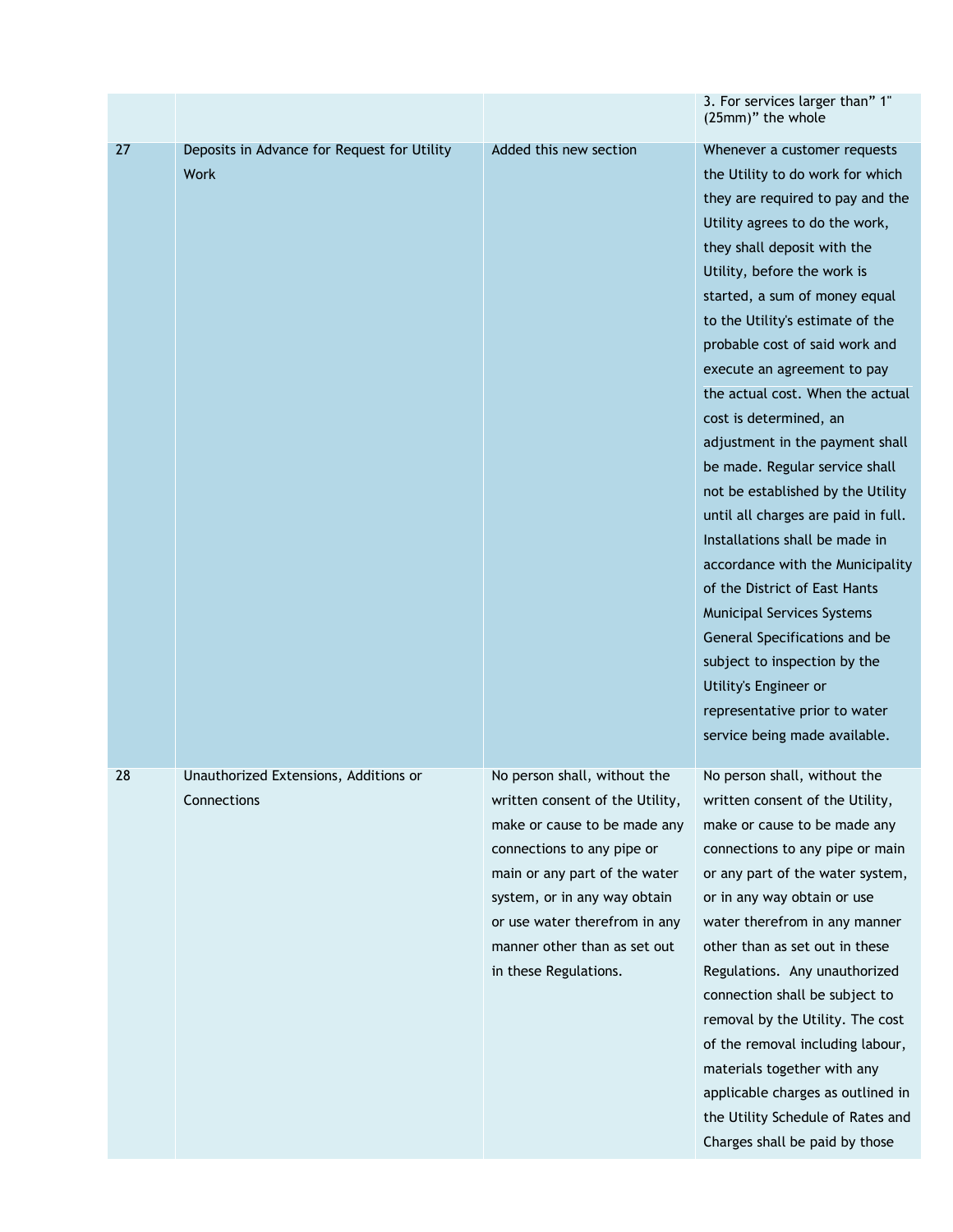| | | | |
|---|---|---|---|
| | | | 3. For services larger than" 1" (25mm)" the whole |
| 27 | Deposits in Advance for Request for Utility Work | Added this new section | Whenever a customer requests the Utility to do work for which they are required to pay and the Utility agrees to do the work, they shall deposit with the Utility, before the work is started, a sum of money equal to the Utility's estimate of the probable cost of said work and execute an agreement to pay the actual cost. When the actual cost is determined, an adjustment in the payment shall be made. Regular service shall not be established by the Utility until all charges are paid in full. Installations shall be made in accordance with the Municipality of the District of East Hants Municipal Services Systems General Specifications and be subject to inspection by the Utility's Engineer or representative prior to water service being made available. |
| 28 | Unauthorized Extensions, Additions or Connections | No person shall, without the written consent of the Utility, make or cause to be made any connections to any pipe or main or any part of the water system, or in any way obtain or use water therefrom in any manner other than as set out in these Regulations. | No person shall, without the written consent of the Utility, make or cause to be made any connections to any pipe or main or any part of the water system, or in any way obtain or use water therefrom in any manner other than as set out in these Regulations. Any unauthorized connection shall be subject to removal by the Utility. The cost of the removal including labour, materials together with any applicable charges as outlined in the Utility Schedule of Rates and Charges shall be paid by those |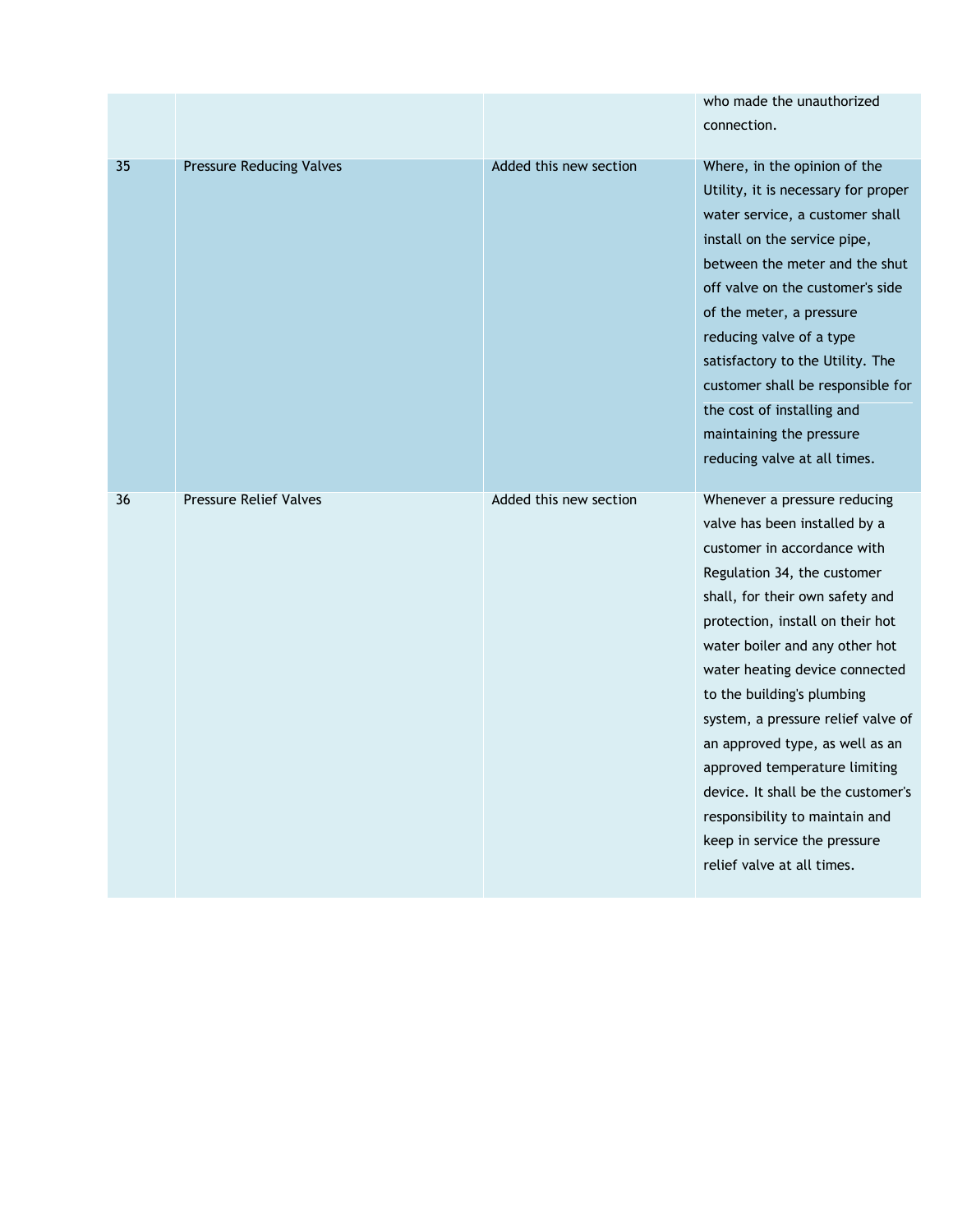| | | | |
|---|---|---|---|
| | | | who made the unauthorized connection. |
| 35 | Pressure Reducing Valves | Added this new section | Where, in the opinion of the Utility, it is necessary for proper water service, a customer shall install on the service pipe, between the meter and the shut off valve on the customer's side of the meter, a pressure reducing valve of a type satisfactory to the Utility. The customer shall be responsible for the cost of installing and maintaining the pressure reducing valve at all times. |
| 36 | Pressure Relief Valves | Added this new section | Whenever a pressure reducing valve has been installed by a customer in accordance with Regulation 34, the customer shall, for their own safety and protection, install on their hot water boiler and any other hot water heating device connected to the building's plumbing system, a pressure relief valve of an approved type, as well as an approved temperature limiting device. It shall be the customer's responsibility to maintain and keep in service the pressure relief valve at all times. |